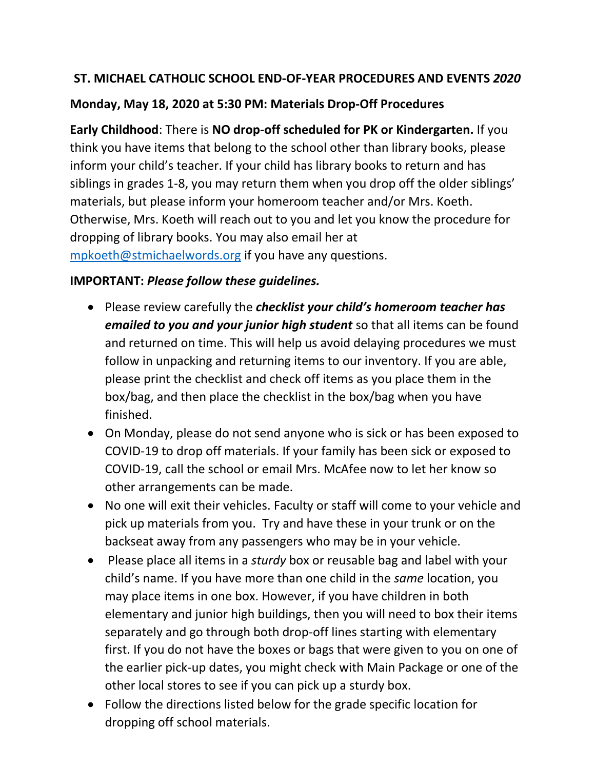# ST. MICHAEL CATHOLIC SCHOOL END-OF-YEAR PROCEDURES AND EVENTS *2020*

## Monday, May 18, 2020 at 5:30 PM: Materials Drop-Off Procedures

**Early Childhood**: There is **NO drop-off scheduled for PK or Kindergarten.** If you think you have items that belong to the school other than library books, please inform your child's teacher. If your child has library books to return and has siblings in grades 1-8, you may return them when you drop off the older siblings' materials, but please inform your homeroom teacher and/or Mrs. Koeth. Otherwise, Mrs. Koeth will reach out to you and let you know the procedure for dropping of library books. You may also email her at mpkoeth@stmichaelwords.org if you have any questions.

**IMPORTANT:** ***Please follow these guidelines.***

- Please review carefully the ***checklist your child's homeroom teacher has emailed to you and your junior high student*** so that all items can be found and returned on time. This will help us avoid delaying procedures we must follow in unpacking and returning items to our inventory. If you are able, please print the checklist and check off items as you place them in the box/bag, and then place the checklist in the box/bag when you have finished.
- On Monday, please do not send anyone who is sick or has been exposed to COVID-19 to drop off materials. If your family has been sick or exposed to COVID-19, call the school or email Mrs. McAfee now to let her know so other arrangements can be made.
- No one will exit their vehicles. Faculty or staff will come to your vehicle and pick up materials from you. Try and have these in your trunk or on the backseat away from any passengers who may be in your vehicle.
- Please place all items in a *sturdy* box or reusable bag and label with your child's name. If you have more than one child in the *same* location, you may place items in one box. However, if you have children in both elementary and junior high buildings, then you will need to box their items separately and go through both drop-off lines starting with elementary first. If you do not have the boxes or bags that were given to you on one of the earlier pick-up dates, you might check with Main Package or one of the other local stores to see if you can pick up a sturdy box.
- Follow the directions listed below for the grade specific location for dropping off school materials.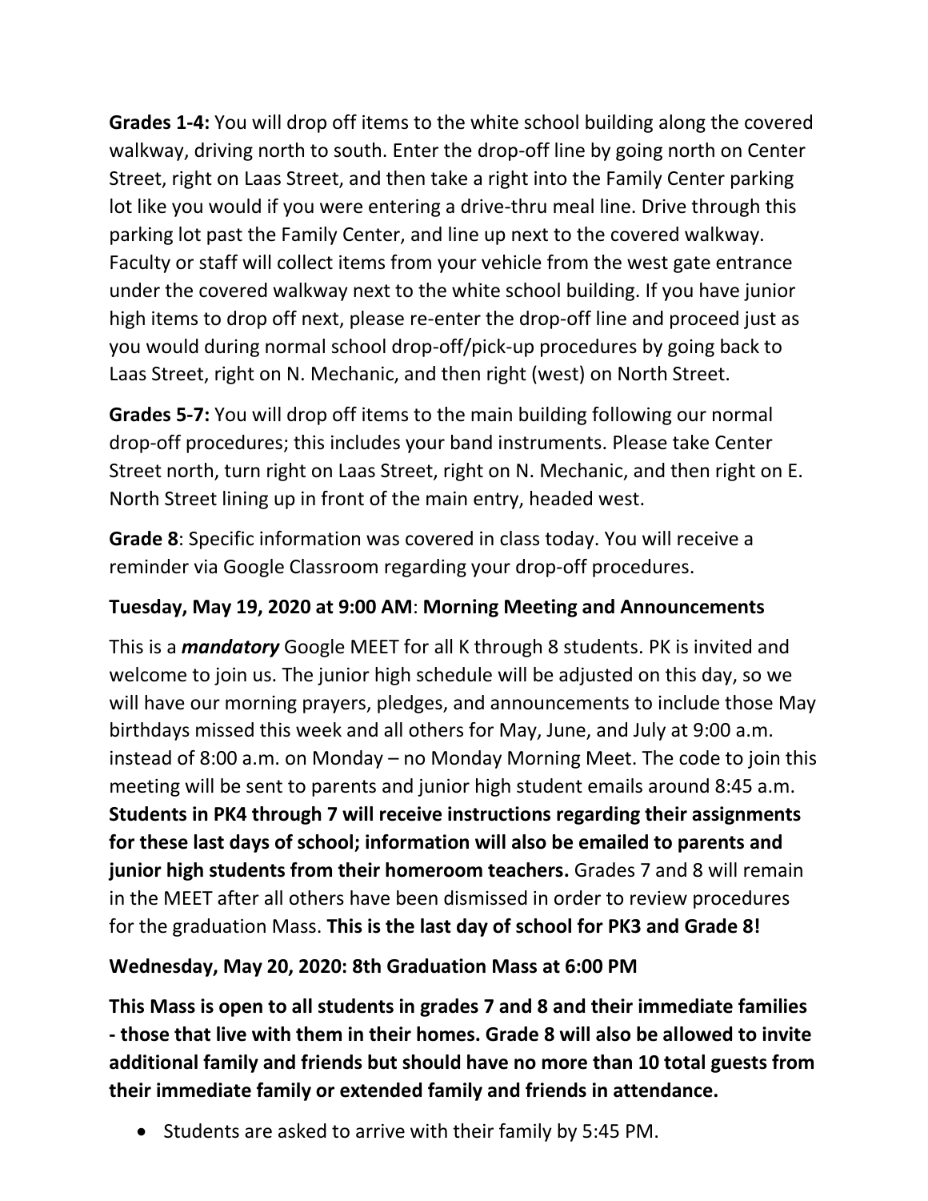**Grades 1-4:** You will drop off items to the white school building along the covered walkway, driving north to south. Enter the drop-off line by going north on Center Street, right on Laas Street, and then take a right into the Family Center parking lot like you would if you were entering a drive-thru meal line. Drive through this parking lot past the Family Center, and line up next to the covered walkway. Faculty or staff will collect items from your vehicle from the west gate entrance under the covered walkway next to the white school building. If you have junior high items to drop off next, please re-enter the drop-off line and proceed just as you would during normal school drop-off/pick-up procedures by going back to Laas Street, right on N. Mechanic, and then right (west) on North Street.

**Grades 5-7:** You will drop off items to the main building following our normal drop-off procedures; this includes your band instruments. Please take Center Street north, turn right on Laas Street, right on N. Mechanic, and then right on E. North Street lining up in front of the main entry, headed west.

**Grade 8**: Specific information was covered in class today. You will receive a reminder via Google Classroom regarding your drop-off procedures.

**Tuesday, May 19, 2020 at 9:00 AM**: **Morning Meeting and Announcements**

This is a ***mandatory*** Google MEET for all K through 8 students. PK is invited and welcome to join us. The junior high schedule will be adjusted on this day, so we will have our morning prayers, pledges, and announcements to include those May birthdays missed this week and all others for May, June, and July at 9:00 a.m. instead of 8:00 a.m. on Monday – no Monday Morning Meet. The code to join this meeting will be sent to parents and junior high student emails around 8:45 a.m. **Students in PK4 through 7 will receive instructions regarding their assignments for these last days of school; information will also be emailed to parents and junior high students from their homeroom teachers.** Grades 7 and 8 will remain in the MEET after all others have been dismissed in order to review procedures for the graduation Mass. **This is the last day of school for PK3 and Grade 8!**

**Wednesday, May 20, 2020: 8th Graduation Mass at 6:00 PM**

**This Mass is open to all students in grades 7 and 8 and their immediate families - those that live with them in their homes. Grade 8 will also be allowed to invite additional family and friends but should have no more than 10 total guests from their immediate family or extended family and friends in attendance.**

- Students are asked to arrive with their family by 5:45 PM.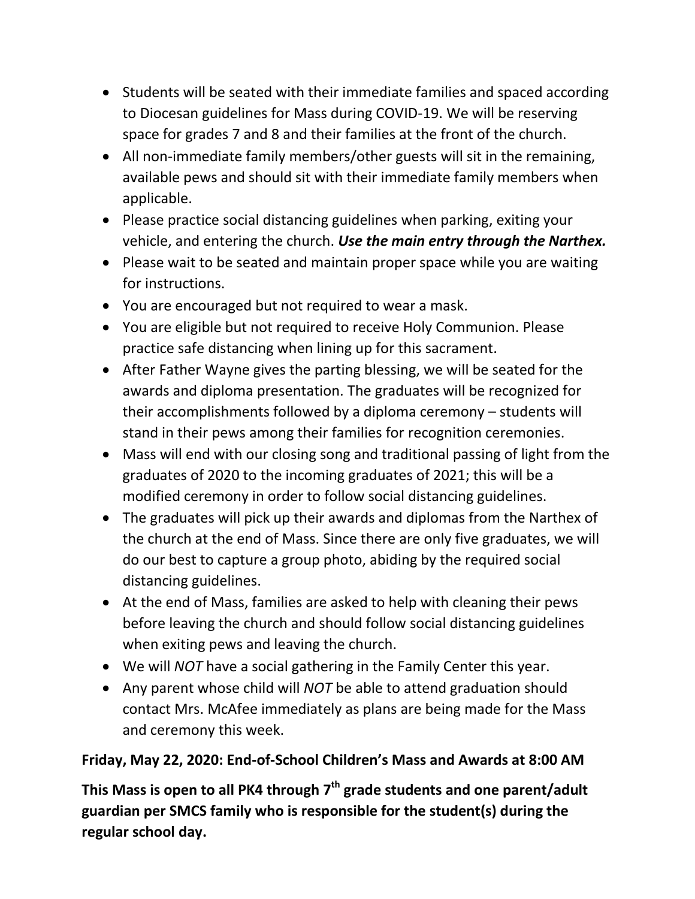- Students will be seated with their immediate families and spaced according to Diocesan guidelines for Mass during COVID-19. We will be reserving space for grades 7 and 8 and their families at the front of the church.
- All non-immediate family members/other guests will sit in the remaining, available pews and should sit with their immediate family members when applicable.
- Please practice social distancing guidelines when parking, exiting your vehicle, and entering the church. ***Use the main entry through the Narthex.***
- Please wait to be seated and maintain proper space while you are waiting for instructions.
- You are encouraged but not required to wear a mask.
- You are eligible but not required to receive Holy Communion. Please practice safe distancing when lining up for this sacrament.
- After Father Wayne gives the parting blessing, we will be seated for the awards and diploma presentation. The graduates will be recognized for their accomplishments followed by a diploma ceremony – students will stand in their pews among their families for recognition ceremonies.
- Mass will end with our closing song and traditional passing of light from the graduates of 2020 to the incoming graduates of 2021; this will be a modified ceremony in order to follow social distancing guidelines.
- The graduates will pick up their awards and diplomas from the Narthex of the church at the end of Mass. Since there are only five graduates, we will do our best to capture a group photo, abiding by the required social distancing guidelines.
- At the end of Mass, families are asked to help with cleaning their pews before leaving the church and should follow social distancing guidelines when exiting pews and leaving the church.
- We will *NOT* have a social gathering in the Family Center this year.
- Any parent whose child will *NOT* be able to attend graduation should contact Mrs. McAfee immediately as plans are being made for the Mass and ceremony this week.

**Friday, May 22, 2020: End-of-School Children's Mass and Awards at 8:00 AM**

**This Mass is open to all PK4 through 7th grade students and one parent/adult guardian per SMCS family who is responsible for the student(s) during the regular school day.**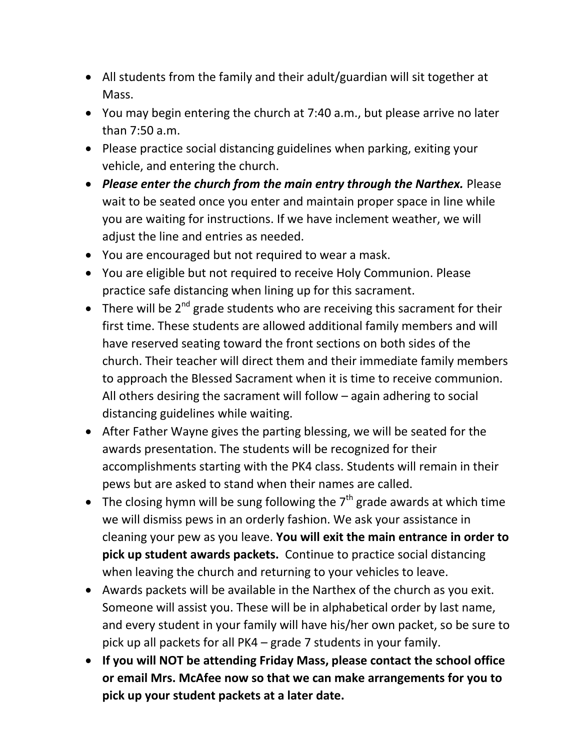- All students from the family and their adult/guardian will sit together at Mass.
- You may begin entering the church at 7:40 a.m., but please arrive no later than 7:50 a.m.
- Please practice social distancing guidelines when parking, exiting your vehicle, and entering the church.
- ***Please enter the church from the main entry through the Narthex.*** Please wait to be seated once you enter and maintain proper space in line while you are waiting for instructions. If we have inclement weather, we will adjust the line and entries as needed.
- You are encouraged but not required to wear a mask.
- You are eligible but not required to receive Holy Communion. Please practice safe distancing when lining up for this sacrament.
- There will be 2nd grade students who are receiving this sacrament for their first time. These students are allowed additional family members and will have reserved seating toward the front sections on both sides of the church. Their teacher will direct them and their immediate family members to approach the Blessed Sacrament when it is time to receive communion. All others desiring the sacrament will follow – again adhering to social distancing guidelines while waiting.
- After Father Wayne gives the parting blessing, we will be seated for the awards presentation. The students will be recognized for their accomplishments starting with the PK4 class. Students will remain in their pews but are asked to stand when their names are called.
- The closing hymn will be sung following the 7th grade awards at which time we will dismiss pews in an orderly fashion. We ask your assistance in cleaning your pew as you leave. **You will exit the main entrance in order to pick up student awards packets.** Continue to practice social distancing when leaving the church and returning to your vehicles to leave.
- Awards packets will be available in the Narthex of the church as you exit. Someone will assist you. These will be in alphabetical order by last name, and every student in your family will have his/her own packet, so be sure to pick up all packets for all PK4 – grade 7 students in your family.
- **If you will NOT be attending Friday Mass, please contact the school office or email Mrs. McAfee now so that we can make arrangements for you to pick up your student packets at a later date.**